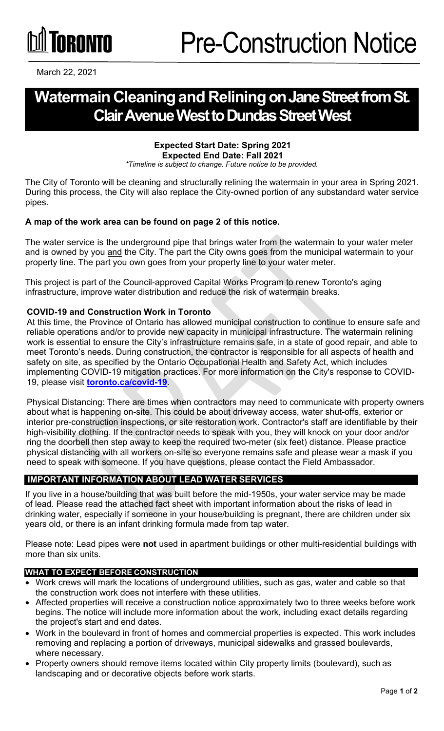TORONTO

# Pre-Construction Notice

March 22, 2021

# Watermain Cleaning and Relining on Jane Street from St. Clair Avenue West to Dundas Street West

**Expected Start Date: Spring 2021**
**Expected End Date: Fall 2021**
*\*Timeline is subject to change. Future notice to be provided.*

The City of Toronto will be cleaning and structurally relining the watermain in your area in Spring 2021. During this process, the City will also replace the City-owned portion of any substandard water service pipes.

**A map of the work area can be found on page 2 of this notice.**

The water service is the underground pipe that brings water from the watermain to your water meter and is owned by you <u>and</u> the City. The part the City owns goes from the municipal watermain to your property line. The part you own goes from your property line to your water meter.

This project is part of the Council-approved Capital Works Program to renew Toronto's aging infrastructure, improve water distribution and reduce the risk of watermain breaks.

**COVID-19 and Construction Work in Toronto**

At this time, the Province of Ontario has allowed municipal construction to continue to ensure safe and reliable operations and/or to provide new capacity in municipal infrastructure. The watermain relining work is essential to ensure the City's infrastructure remains safe, in a state of good repair, and able to meet Toronto's needs. During construction, the contractor is responsible for all aspects of health and safety on site, as specified by the Ontario Occupational Health and Safety Act, which includes implementing COVID-19 mitigation practices. For more information on the City's response to COVID-19, please visit **toronto.ca/covid-19**.

Physical Distancing: There are times when contractors may need to communicate with property owners about what is happening on-site. This could be about driveway access, water shut-offs, exterior or interior pre-construction inspections, or site restoration work. Contractor's staff are identifiable by their high-visibility clothing. If the contractor needs to speak with you, they will knock on your door and/or ring the doorbell then step away to keep the required two-meter (six feet) distance. Please practice physical distancing with all workers on-site so everyone remains safe and please wear a mask if you need to speak with someone. If you have questions, please contact the Field Ambassador.

## IMPORTANT INFORMATION ABOUT LEAD WATER SERVICES

If you live in a house/building that was built before the mid-1950s, your water service may be made of lead. Please read the attached fact sheet with important information about the risks of lead in drinking water, especially if someone in your house/building is pregnant, there are children under six years old, or there is an infant drinking formula made from tap water.

Please note: Lead pipes were **not** used in apartment buildings or other multi-residential buildings with more than six units.

## WHAT TO EXPECT BEFORE CONSTRUCTION

- Work crews will mark the locations of underground utilities, such as gas, water and cable so that the construction work does not interfere with these utilities.
- Affected properties will receive a construction notice approximately two to three weeks before work begins. The notice will include more information about the work, including exact details regarding the project's start and end dates.
- Work in the boulevard in front of homes and commercial properties is expected. This work includes removing and replacing a portion of driveways, municipal sidewalks and grassed boulevards, where necessary.
- Property owners should remove items located within City property limits (boulevard), such as landscaping and or decorative objects before work starts.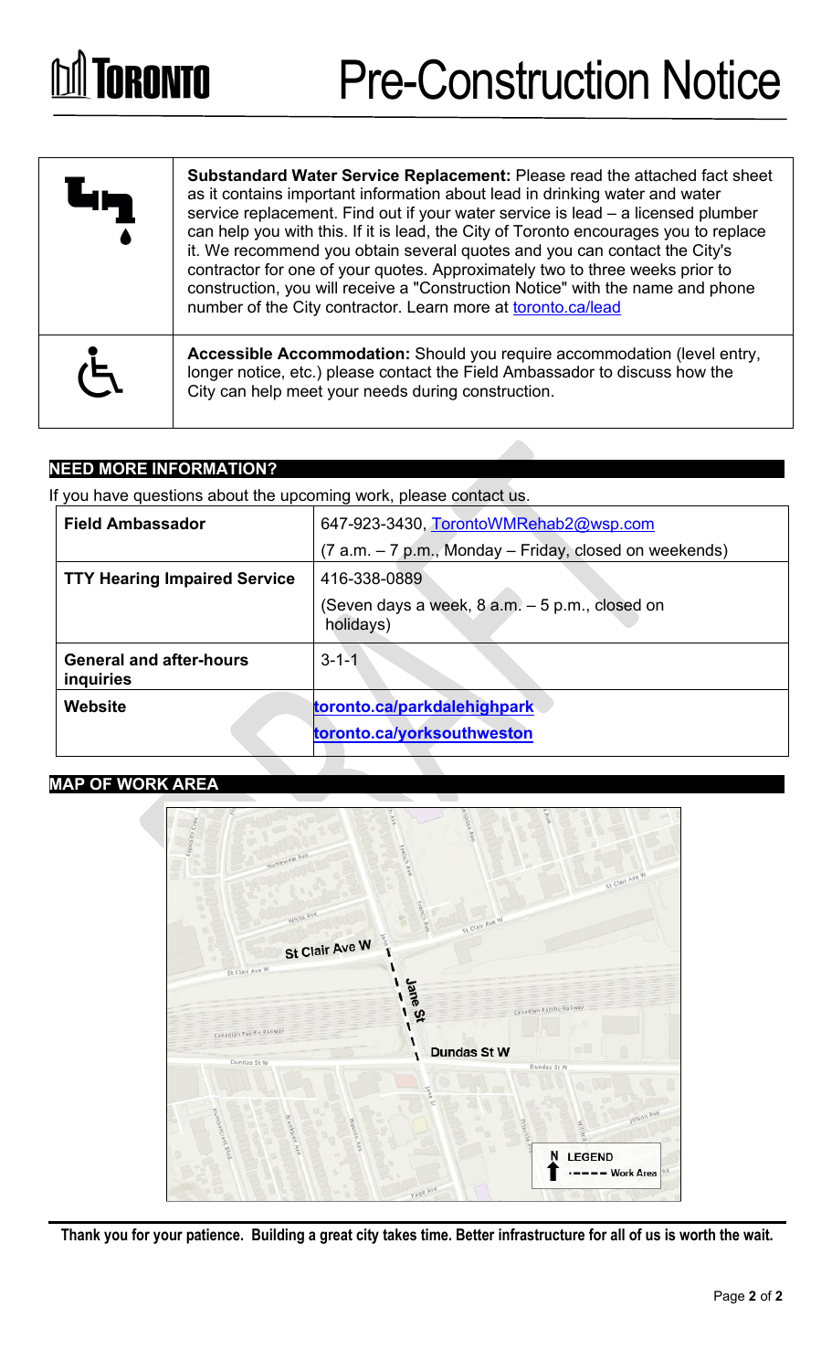# Pre-Construction Notice

| | |
|---|---|
| | **Substandard Water Service Replacement:** Please read the attached fact sheet as it contains important information about lead in drinking water and water service replacement. Find out if your water service is lead – a licensed plumber can help you with this. If it is lead, the City of Toronto encourages you to replace it. We recommend you obtain several quotes and you can contact the City's contractor for one of your quotes. Approximately two to three weeks prior to construction, you will receive a "Construction Notice" with the name and phone number of the City contractor. Learn more at toronto.ca/lead |
| | **Accessible Accommodation:** Should you require accommodation (level entry, longer notice, etc.) please contact the Field Ambassador to discuss how the City can help meet your needs during construction. |

## NEED MORE INFORMATION?

If you have questions about the upcoming work, please contact us.

| | |
|---|---|
| **Field Ambassador** | 647-923-3430, TorontoWMRehab2@wsp.com<br>(7 a.m. – 7 p.m., Monday – Friday, closed on weekends) |
| **TTY Hearing Impaired Service** | 416-338-0889<br>(Seven days a week, 8 a.m. – 5 p.m., closed on holidays) |
| **General and after-hours inquiries** | 3-1-1 |
| **Website** | **toronto.ca/parkdalehighpark**<br>**toronto.ca/yorksouthweston** |

## MAP OF WORK AREA

St Clair Ave W

Jane St

Dundas St W

N

LEGEND

Work Area

**Thank you for your patience. Building a great city takes time. Better infrastructure for all of us is worth the wait.**